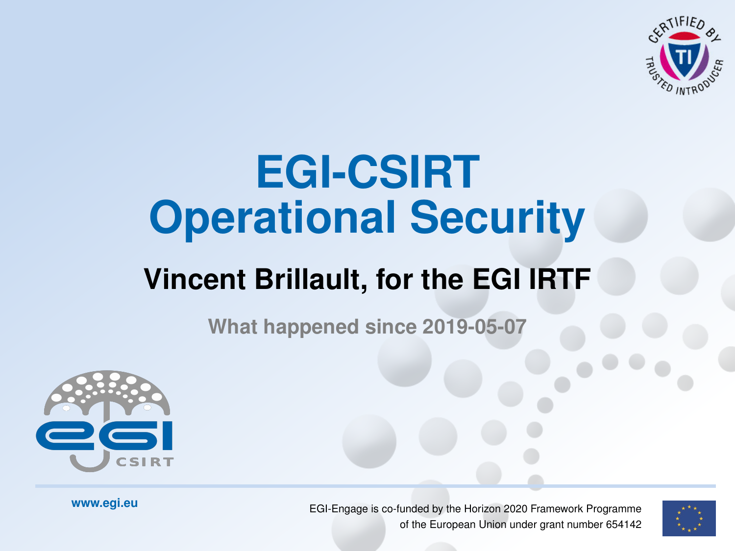# EGI-CSIRT Operational Security

## Vincent Brillault, for the EGI IRTF

**What happened since 2019-05-07**

www.egi.eu

EGI-Engage is co-funded by the Horizon 2020 Framework Programme of the European Union under grant number 654142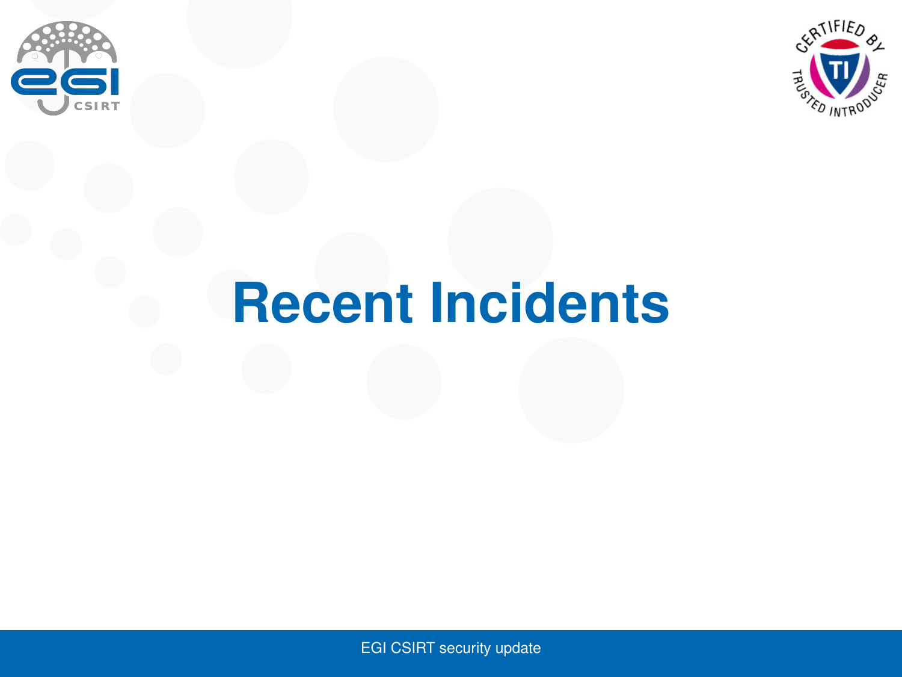# Recent Incidents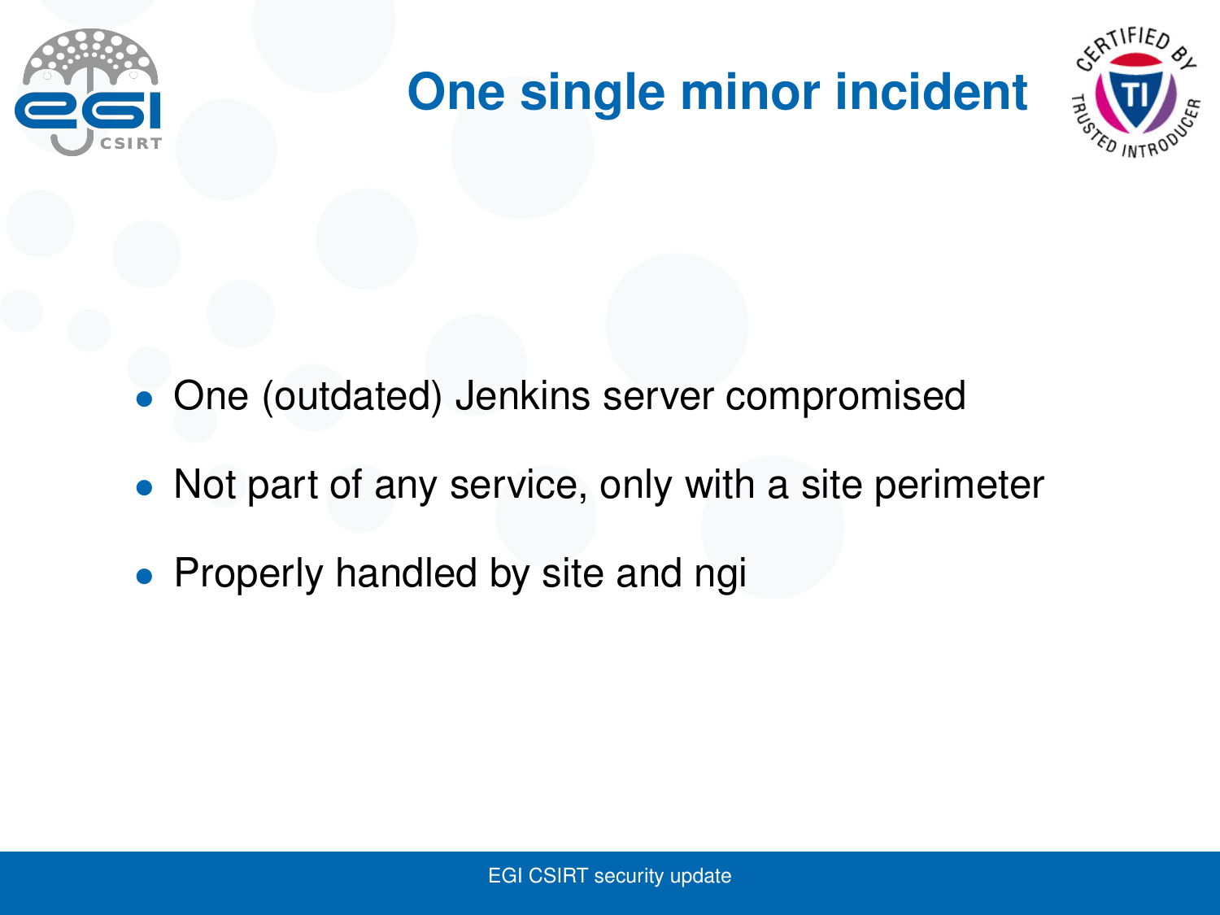# One single minor incident

- One (outdated) Jenkins server compromised
- Not part of any service, only with a site perimeter
- Properly handled by site and ngi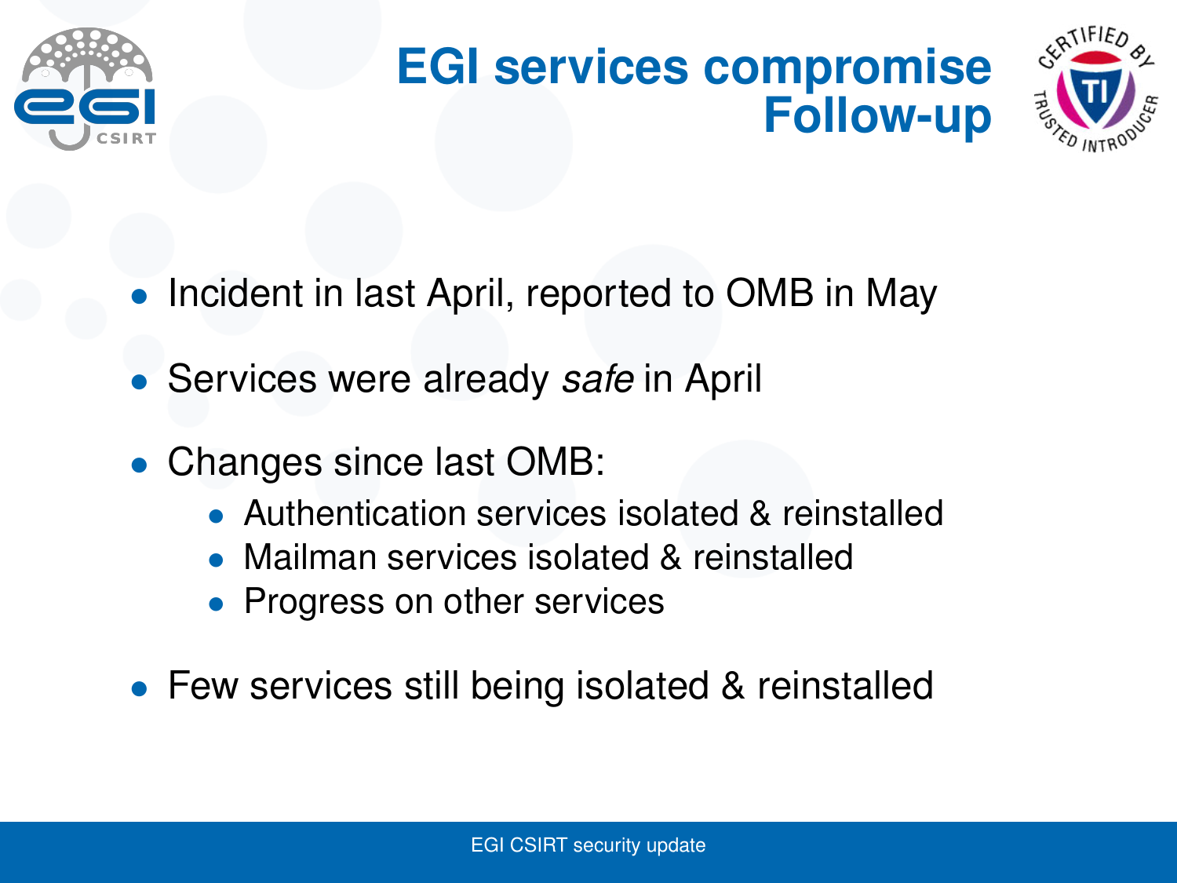# EGI services compromise Follow-up

- Incident in last April, reported to OMB in May
- Services were already *safe* in April
- Changes since last OMB:
  - Authentication services isolated & reinstalled
  - Mailman services isolated & reinstalled
  - Progress on other services
- Few services still being isolated & reinstalled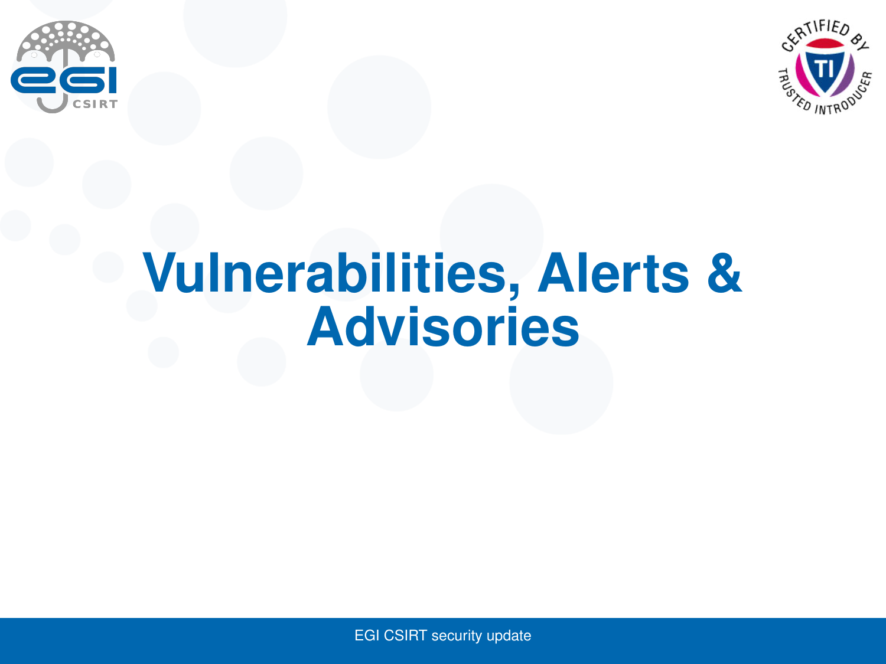# Vulnerabilities, Alerts & Advisories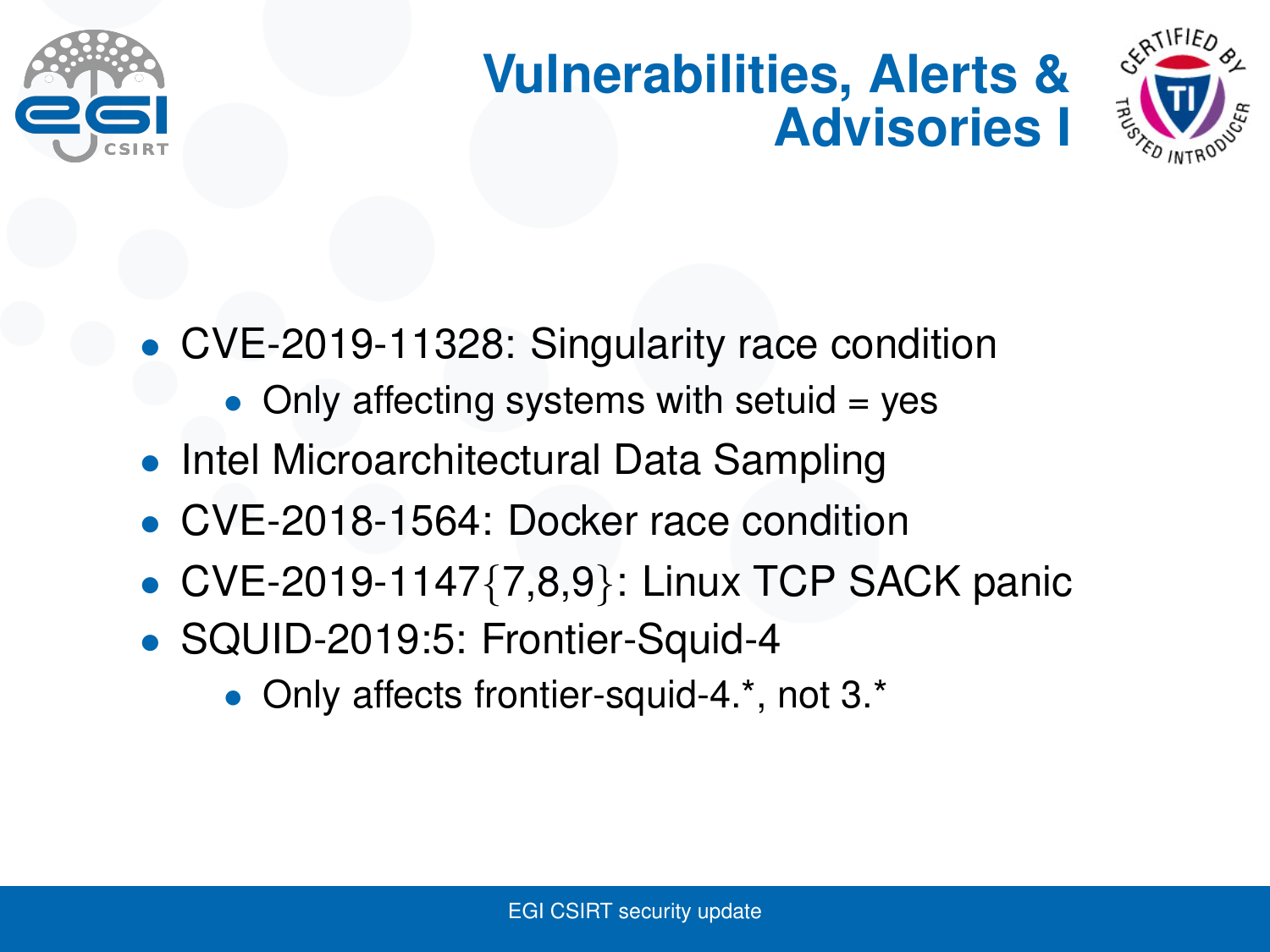# Vulnerabilities, Alerts & Advisories I

- CVE-2019-11328: Singularity race condition
  - Only affecting systems with setuid = yes
- Intel Microarchitectural Data Sampling
- CVE-2018-1564: Docker race condition
- CVE-2019-1147{7,8,9}: Linux TCP SACK panic
- SQUID-2019:5: Frontier-Squid-4
  - Only affects frontier-squid-4.*, not 3.*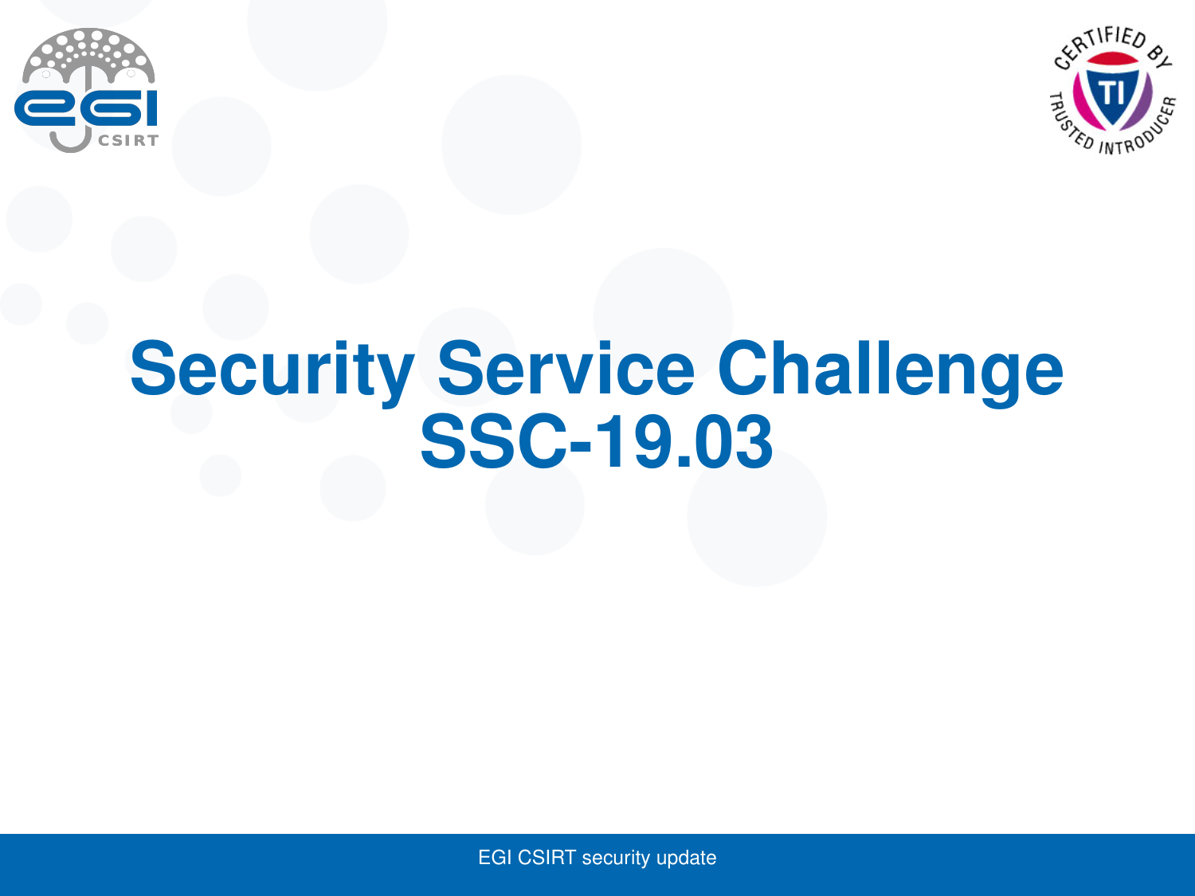# Security Service Challenge SSC-19.03

EGI CSIRT security update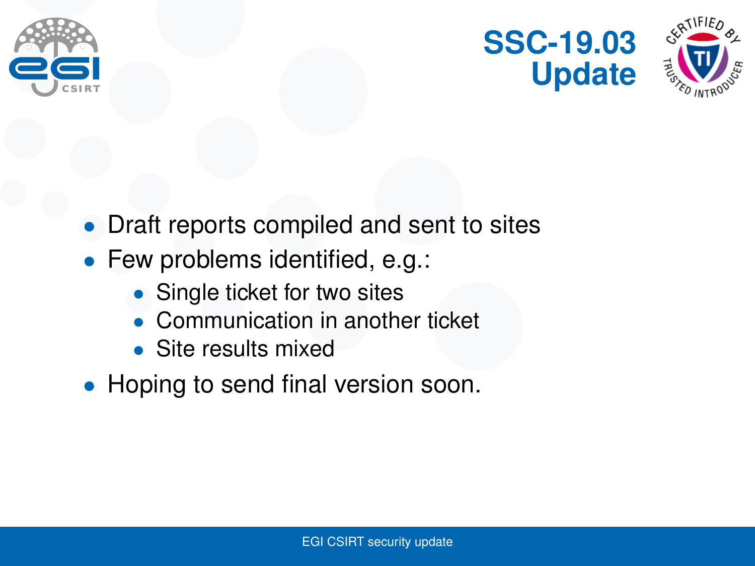# SSC-19.03 Update

- Draft reports compiled and sent to sites
- Few problems identified, e.g.:
  - Single ticket for two sites
  - Communication in another ticket
  - Site results mixed
- Hoping to send final version soon.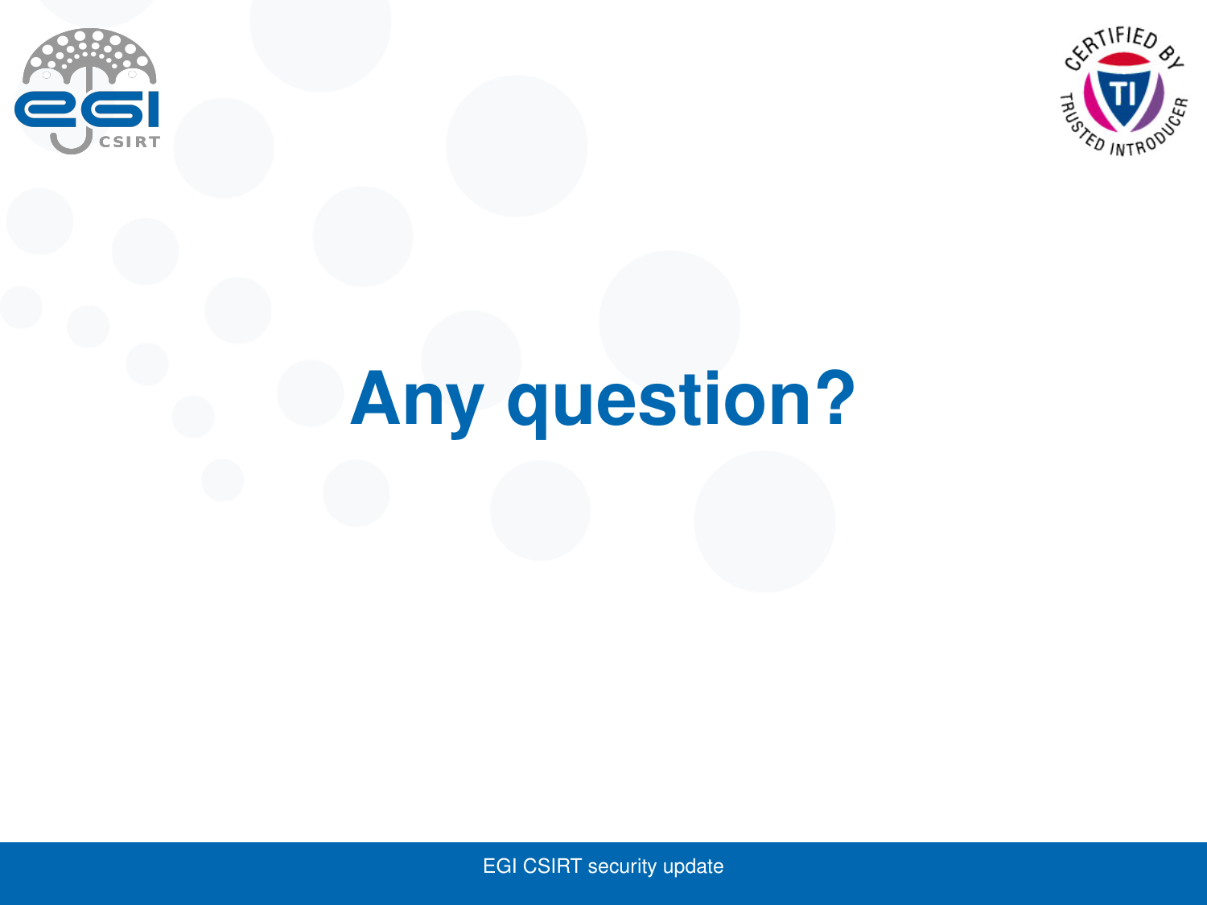# Any question?